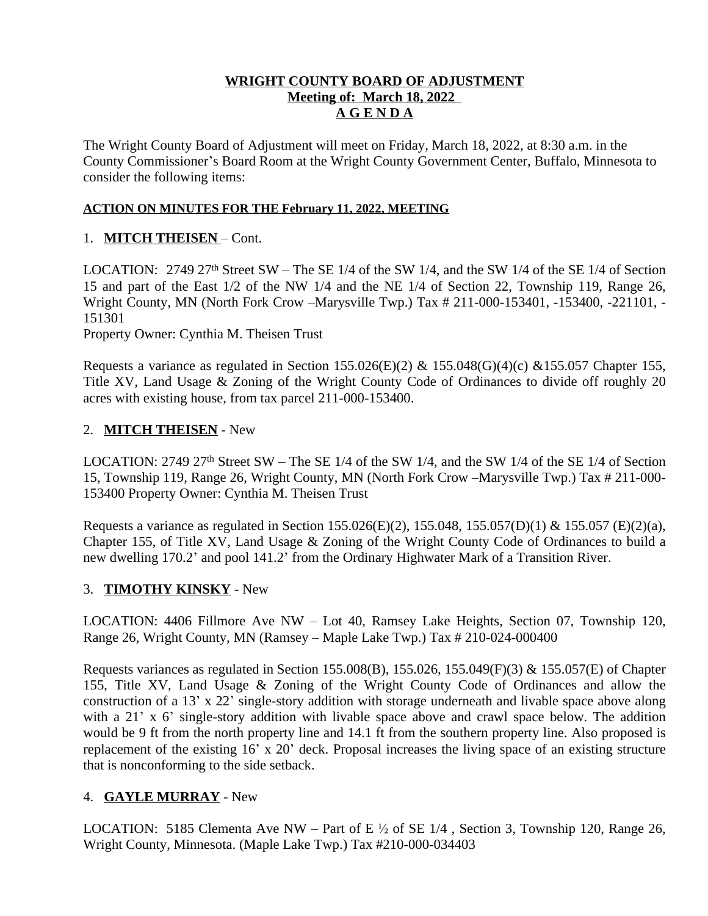**WRIGHT COUNTY BOARD OF ADJUSTMENT**
**Meeting of: March 18, 2022**
**A G E N D A**

The Wright County Board of Adjustment will meet on Friday, March 18, 2022, at 8:30 a.m. in the County Commissioner's Board Room at the Wright County Government Center, Buffalo, Minnesota to consider the following items:

**ACTION ON MINUTES FOR THE February 11, 2022, MEETING**

1. **MITCH THEISEN** – Cont.

LOCATION: 2749 27th Street SW – The SE 1/4 of the SW 1/4, and the SW 1/4 of the SE 1/4 of Section 15 and part of the East 1/2 of the NW 1/4 and the NE 1/4 of Section 22, Township 119, Range 26, Wright County, MN (North Fork Crow –Marysville Twp.) Tax # 211-000-153401, -153400, -221101, -151301
Property Owner: Cynthia M. Theisen Trust

Requests a variance as regulated in Section 155.026(E)(2) & 155.048(G)(4)(c) &155.057 Chapter 155, Title XV, Land Usage & Zoning of the Wright County Code of Ordinances to divide off roughly 20 acres with existing house, from tax parcel 211-000-153400.

2. **MITCH THEISEN** - New

LOCATION: 2749 27th Street SW – The SE 1/4 of the SW 1/4, and the SW 1/4 of the SE 1/4 of Section 15, Township 119, Range 26, Wright County, MN (North Fork Crow –Marysville Twp.) Tax # 211-000-153400 Property Owner: Cynthia M. Theisen Trust

Requests a variance as regulated in Section 155.026(E)(2), 155.048, 155.057(D)(1) & 155.057 (E)(2)(a), Chapter 155, of Title XV, Land Usage & Zoning of the Wright County Code of Ordinances to build a new dwelling 170.2' and pool 141.2' from the Ordinary Highwater Mark of a Transition River.

3. **TIMOTHY KINSKY** - New

LOCATION: 4406 Fillmore Ave NW – Lot 40, Ramsey Lake Heights, Section 07, Township 120, Range 26, Wright County, MN (Ramsey – Maple Lake Twp.) Tax # 210-024-000400

Requests variances as regulated in Section 155.008(B), 155.026, 155.049(F)(3) & 155.057(E) of Chapter 155, Title XV, Land Usage & Zoning of the Wright County Code of Ordinances and allow the construction of a 13' x 22' single-story addition with storage underneath and livable space above along with a 21' x 6' single-story addition with livable space above and crawl space below. The addition would be 9 ft from the north property line and 14.1 ft from the southern property line. Also proposed is replacement of the existing 16' x 20' deck. Proposal increases the living space of an existing structure that is nonconforming to the side setback.

4. **GAYLE MURRAY** - New

LOCATION: 5185 Clementa Ave NW – Part of E ½ of SE 1/4 , Section 3, Township 120, Range 26, Wright County, Minnesota. (Maple Lake Twp.) Tax #210-000-034403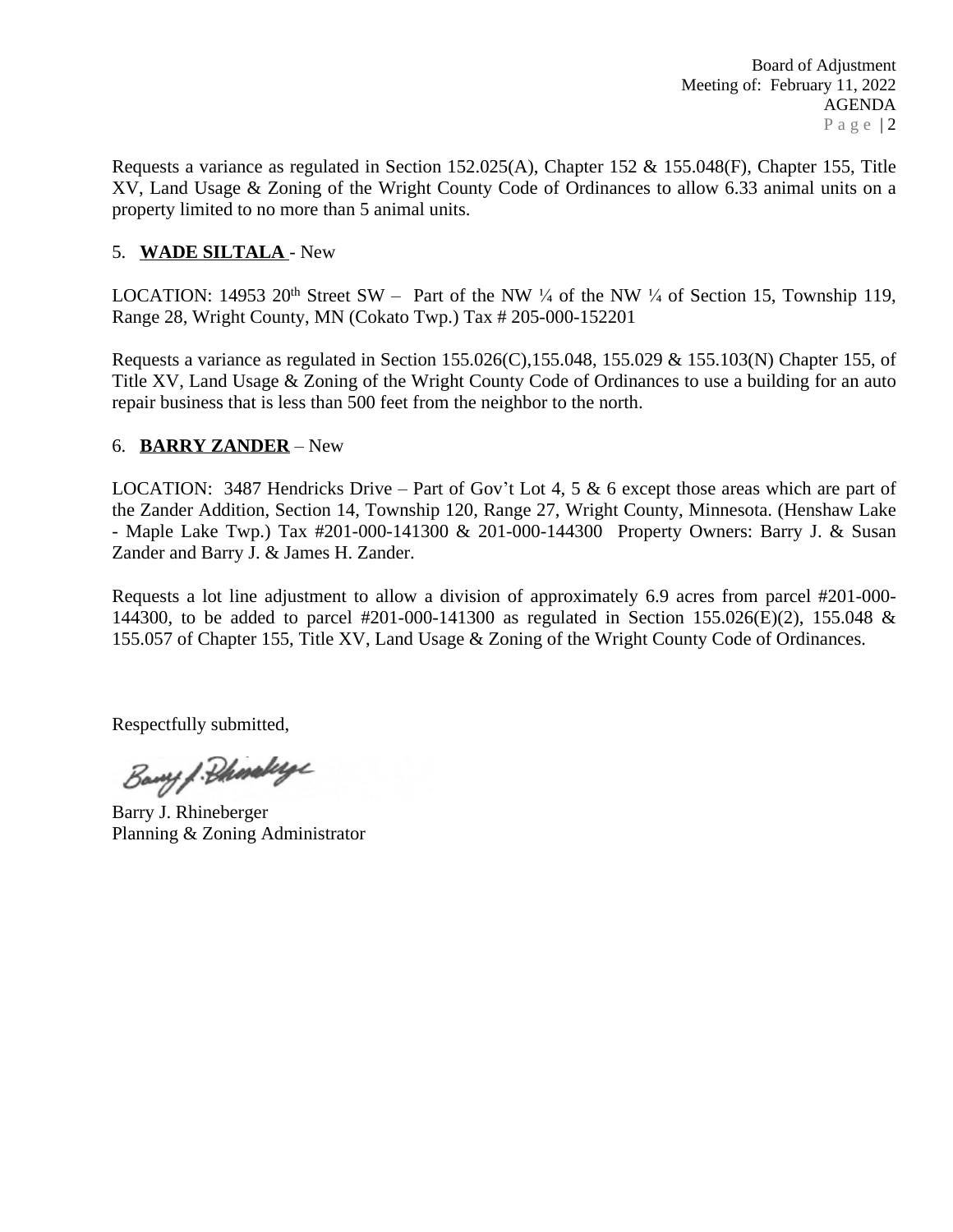Requests a variance as regulated in Section 152.025(A), Chapter 152 & 155.048(F), Chapter 155, Title XV, Land Usage & Zoning of the Wright County Code of Ordinances to allow 6.33 animal units on a property limited to no more than 5 animal units.

5. **WADE SILTALA** - New

LOCATION: 14953 20th Street SW – Part of the NW ¼ of the NW ¼ of Section 15, Township 119, Range 28, Wright County, MN (Cokato Twp.) Tax # 205-000-152201

Requests a variance as regulated in Section 155.026(C),155.048, 155.029 & 155.103(N) Chapter 155, of Title XV, Land Usage & Zoning of the Wright County Code of Ordinances to use a building for an auto repair business that is less than 500 feet from the neighbor to the north.

6. **BARRY ZANDER** – New

LOCATION: 3487 Hendricks Drive – Part of Gov't Lot 4, 5 & 6 except those areas which are part of the Zander Addition, Section 14, Township 120, Range 27, Wright County, Minnesota. (Henshaw Lake - Maple Lake Twp.) Tax #201-000-141300 & 201-000-144300 Property Owners: Barry J. & Susan Zander and Barry J. & James H. Zander.

Requests a lot line adjustment to allow a division of approximately 6.9 acres from parcel #201-000-144300, to be added to parcel #201-000-141300 as regulated in Section 155.026(E)(2), 155.048 & 155.057 of Chapter 155, Title XV, Land Usage & Zoning of the Wright County Code of Ordinances.

Respectfully submitted,

Barry J. Rhineberger
Planning & Zoning Administrator